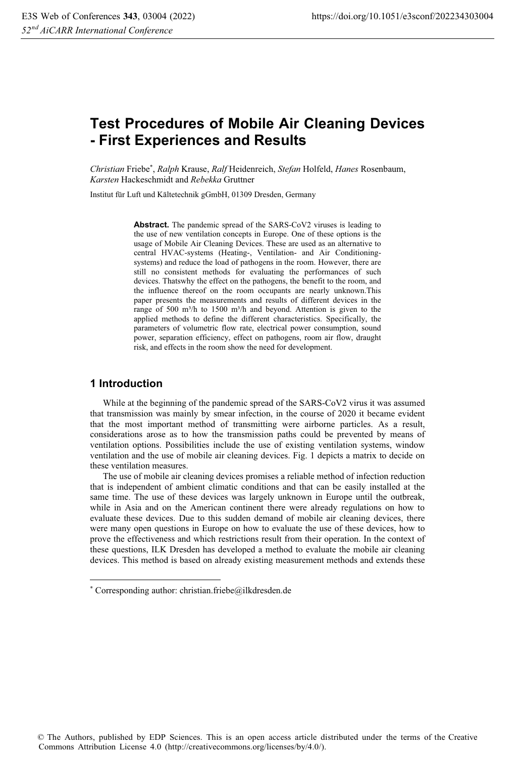# Test Procedures of Mobile Air Cleaning Devices - First Experiences and Results

*Christian* Friebe[*], *Ralph* Krause, *Ralf* Heidenreich, *Stefan* Holfeld, *Hanes* Rosenbaum, *Karsten* Hackeschmidt and *Rebekka* Gruttner

Institut für Luft und Kältetechnik gGmbH, 01309 Dresden, Germany

**Abstract.** The pandemic spread of the SARS-CoV2 viruses is leading to the use of new ventilation concepts in Europe. One of these options is the usage of Mobile Air Cleaning Devices. These are used as an alternative to central HVAC-systems (Heating-, Ventilation- and Air Conditioning-systems) and reduce the load of pathogens in the room. However, there are still no consistent methods for evaluating the performances of such devices. Thatswhy the effect on the pathogens, the benefit to the room, and the influence thereof on the room occupants are nearly unknown.This paper presents the measurements and results of different devices in the range of 500 m³/h to 1500 m³/h and beyond. Attention is given to the applied methods to define the different characteristics. Specifically, the parameters of volumetric flow rate, electrical power consumption, sound power, separation efficiency, effect on pathogens, room air flow, draught risk, and effects in the room show the need for development.

## 1 Introduction

While at the beginning of the pandemic spread of the SARS-CoV2 virus it was assumed that transmission was mainly by smear infection, in the course of 2020 it became evident that the most important method of transmitting were airborne particles. As a result, considerations arose as to how the transmission paths could be prevented by means of ventilation options. Possibilities include the use of existing ventilation systems, window ventilation and the use of mobile air cleaning devices. Fig. 1 depicts a matrix to decide on these ventilation measures.

The use of mobile air cleaning devices promises a reliable method of infection reduction that is independent of ambient climatic conditions and that can be easily installed at the same time. The use of these devices was largely unknown in Europe until the outbreak, while in Asia and on the American continent there were already regulations on how to evaluate these devices. Due to this sudden demand of mobile air cleaning devices, there were many open questions in Europe on how to evaluate the use of these devices, how to prove the effectiveness and which restrictions result from their operation. In the context of these questions, ILK Dresden has developed a method to evaluate the mobile air cleaning devices. This method is based on already existing measurement methods and extends these

[*] Corresponding author: christian.friebe@ilkdresden.de

© The Authors, published by EDP Sciences. This is an open access article distributed under the terms of the Creative Commons Attribution License 4.0 (http://creativecommons.org/licenses/by/4.0/).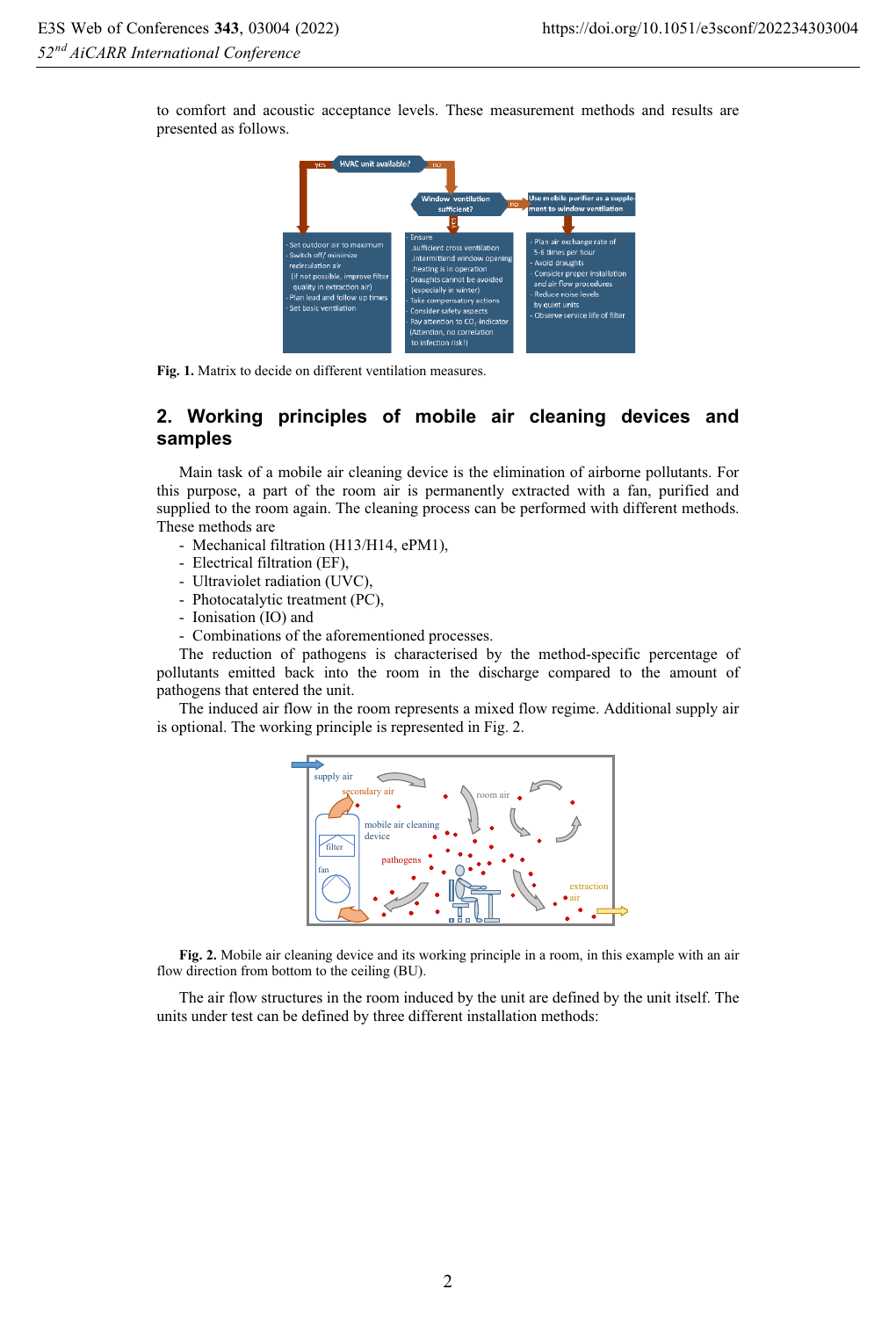to comfort and acoustic acceptance levels. These measurement methods and results are presented as follows.

**Fig. 1.** Matrix to decide on different ventilation measures.

## 2. Working principles of mobile air cleaning devices and samples

Main task of a mobile air cleaning device is the elimination of airborne pollutants. For this purpose, a part of the room air is permanently extracted with a fan, purified and supplied to the room again. The cleaning process can be performed with different methods. These methods are

- Mechanical filtration (H13/H14, ePM1),
- Electrical filtration (EF),
- Ultraviolet radiation (UVC),
- Photocatalytic treatment (PC),
- Ionisation (IO) and
- Combinations of the aforementioned processes.

The reduction of pathogens is characterised by the method-specific percentage of pollutants emitted back into the room in the discharge compared to the amount of pathogens that entered the unit.

The induced air flow in the room represents a mixed flow regime. Additional supply air is optional. The working principle is represented in Fig. 2.

**Fig. 2.** Mobile air cleaning device and its working principle in a room, in this example with an air flow direction from bottom to the ceiling (BU).

The air flow structures in the room induced by the unit are defined by the unit itself. The units under test can be defined by three different installation methods: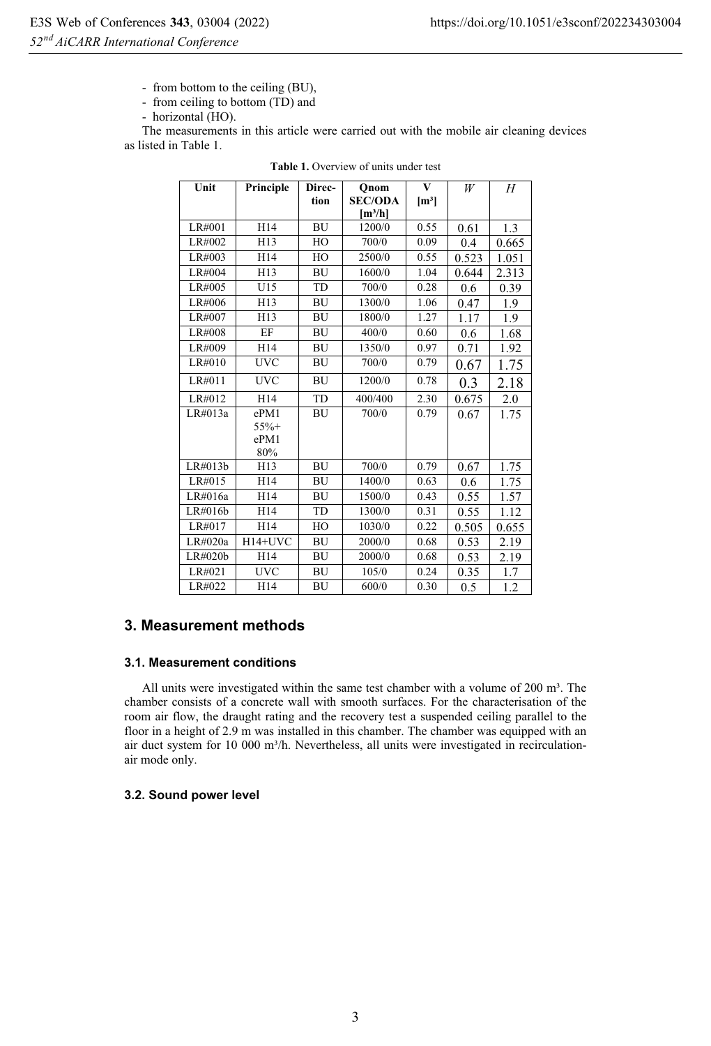- from bottom to the ceiling (BU),
- from ceiling to bottom (TD) and
- horizontal (HO).

The measurements in this article were carried out with the mobile air cleaning devices as listed in Table 1.

**Table 1.** Overview of units under test

| Unit | Principle | Direc-tion | Qnom SEC/ODA [m³/h] | V [m³] | *W* | *H* |
|---|---|---|---|---|---|---|
| LR#001 | H14 | BU | 1200/0 | 0.55 | 0.61 | 1.3 |
| LR#002 | H13 | HO | 700/0 | 0.09 | 0.4 | 0.665 |
| LR#003 | H14 | HO | 2500/0 | 0.55 | 0.523 | 1.051 |
| LR#004 | H13 | BU | 1600/0 | 1.04 | 0.644 | 2.313 |
| LR#005 | U15 | TD | 700/0 | 0.28 | 0.6 | 0.39 |
| LR#006 | H13 | BU | 1300/0 | 1.06 | 0.47 | 1.9 |
| LR#007 | H13 | BU | 1800/0 | 1.27 | 1.17 | 1.9 |
| LR#008 | EF | BU | 400/0 | 0.60 | 0.6 | 1.68 |
| LR#009 | H14 | BU | 1350/0 | 0.97 | 0.71 | 1.92 |
| LR#010 | UVC | BU | 700/0 | 0.79 | 0.67 | 1.75 |
| LR#011 | UVC | BU | 1200/0 | 0.78 | 0.3 | 2.18 |
| LR#012 | H14 | TD | 400/400 | 2.30 | 0.675 | 2.0 |
| LR#013a | ePM1 55%+ ePM1 80% | BU | 700/0 | 0.79 | 0.67 | 1.75 |
| LR#013b | H13 | BU | 700/0 | 0.79 | 0.67 | 1.75 |
| LR#015 | H14 | BU | 1400/0 | 0.63 | 0.6 | 1.75 |
| LR#016a | H14 | BU | 1500/0 | 0.43 | 0.55 | 1.57 |
| LR#016b | H14 | TD | 1300/0 | 0.31 | 0.55 | 1.12 |
| LR#017 | H14 | HO | 1030/0 | 0.22 | 0.505 | 0.655 |
| LR#020a | H14+UVC | BU | 2000/0 | 0.68 | 0.53 | 2.19 |
| LR#020b | H14 | BU | 2000/0 | 0.68 | 0.53 | 2.19 |
| LR#021 | UVC | BU | 105/0 | 0.24 | 0.35 | 1.7 |
| LR#022 | H14 | BU | 600/0 | 0.30 | 0.5 | 1.2 |

## 3. Measurement methods

### 3.1. Measurement conditions

All units were investigated within the same test chamber with a volume of 200 m³. The chamber consists of a concrete wall with smooth surfaces. For the characterisation of the room air flow, the draught rating and the recovery test a suspended ceiling parallel to the floor in a height of 2.9 m was installed in this chamber. The chamber was equipped with an air duct system for 10 000 m³/h. Nevertheless, all units were investigated in recirculation-air mode only.

### 3.2. Sound power level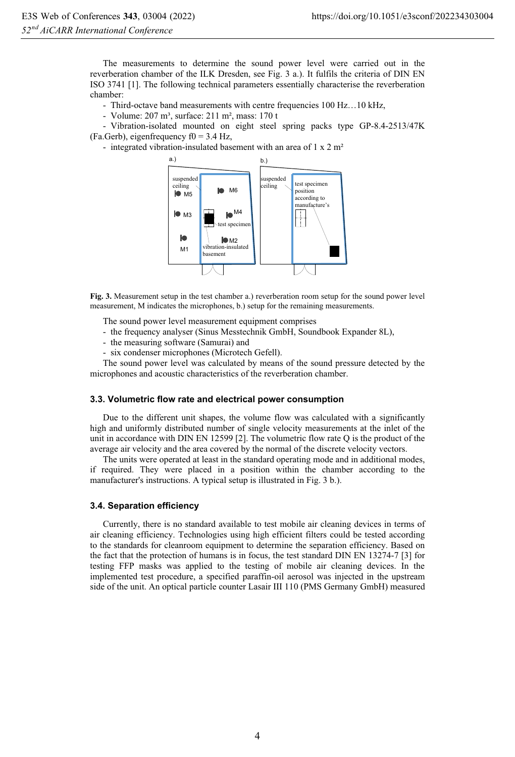The measurements to determine the sound power level were carried out in the reverberation chamber of the ILK Dresden, see Fig. 3 a.). It fulfils the criteria of DIN EN ISO 3741 [1]. The following technical parameters essentially characterise the reverberation chamber:

- Third-octave band measurements with centre frequencies 100 Hz…10 kHz,
- Volume: 207 m³, surface: 211 m², mass: 170 t
- Vibration-isolated mounted on eight steel spring packs type GP-8.4-2513/47K (Fa.Gerb), eigenfrequency $f0 = 3.4$ Hz,
- integrated vibration-insulated basement with an area of 1 x 2 m²

**Fig. 3.** Measurement setup in the test chamber a.) reverberation room setup for the sound power level measurement, M indicates the microphones, b.) setup for the remaining measurements.

The sound power level measurement equipment comprises

- the frequency analyser (Sinus Messtechnik GmbH, Soundbook Expander 8L),
- the measuring software (Samurai) and
- six condenser microphones (Microtech Gefell).

The sound power level was calculated by means of the sound pressure detected by the microphones and acoustic characteristics of the reverberation chamber.

### 3.3. Volumetric flow rate and electrical power consumption

Due to the different unit shapes, the volume flow was calculated with a significantly high and uniformly distributed number of single velocity measurements at the inlet of the unit in accordance with DIN EN 12599 [2]. The volumetric flow rate Q is the product of the average air velocity and the area covered by the normal of the discrete velocity vectors.

The units were operated at least in the standard operating mode and in additional modes, if required. They were placed in a position within the chamber according to the manufacturer's instructions. A typical setup is illustrated in Fig. 3 b.).

### 3.4. Separation efficiency

Currently, there is no standard available to test mobile air cleaning devices in terms of air cleaning efficiency. Technologies using high efficient filters could be tested according to the standards for cleanroom equipment to determine the separation efficiency. Based on the fact that the protection of humans is in focus, the test standard DIN EN 13274-7 [3] for testing FFP masks was applied to the testing of mobile air cleaning devices. In the implemented test procedure, a specified paraffin-oil aerosol was injected in the upstream side of the unit. An optical particle counter Lasair III 110 (PMS Germany GmbH) measured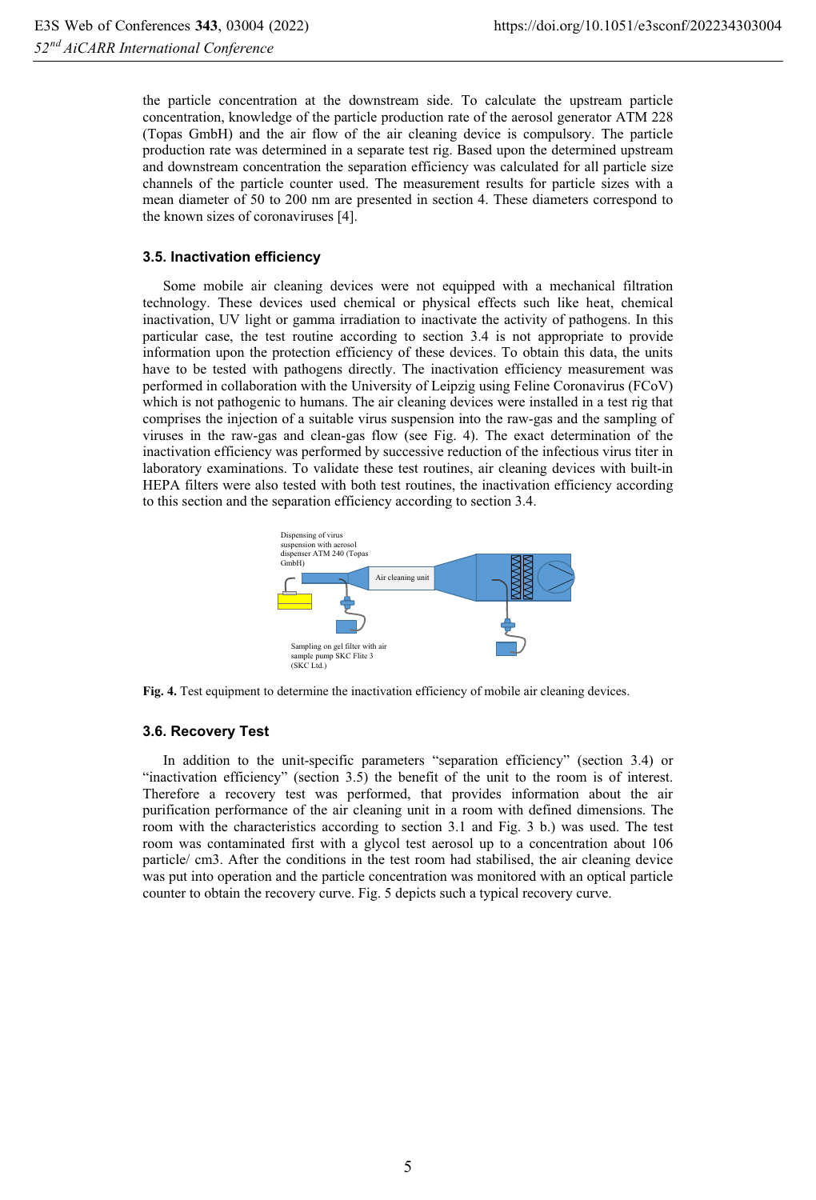the particle concentration at the downstream side. To calculate the upstream particle concentration, knowledge of the particle production rate of the aerosol generator ATM 228 (Topas GmbH) and the air flow of the air cleaning device is compulsory. The particle production rate was determined in a separate test rig. Based upon the determined upstream and downstream concentration the separation efficiency was calculated for all particle size channels of the particle counter used. The measurement results for particle sizes with a mean diameter of 50 to 200 nm are presented in section 4. These diameters correspond to the known sizes of coronaviruses [4].

### 3.5. Inactivation efficiency

Some mobile air cleaning devices were not equipped with a mechanical filtration technology. These devices used chemical or physical effects such like heat, chemical inactivation, UV light or gamma irradiation to inactivate the activity of pathogens. In this particular case, the test routine according to section 3.4 is not appropriate to provide information upon the protection efficiency of these devices. To obtain this data, the units have to be tested with pathogens directly. The inactivation efficiency measurement was performed in collaboration with the University of Leipzig using Feline Coronavirus (FCoV) which is not pathogenic to humans. The air cleaning devices were installed in a test rig that comprises the injection of a suitable virus suspension into the raw-gas and the sampling of viruses in the raw-gas and clean-gas flow (see Fig. 4). The exact determination of the inactivation efficiency was performed by successive reduction of the infectious virus titer in laboratory examinations. To validate these test routines, air cleaning devices with built-in HEPA filters were also tested with both test routines, the inactivation efficiency according to this section and the separation efficiency according to section 3.4.

Dispensing of virus suspension with aerosol dispenser ATM 240 (Topas GmbH)

Air cleaning unit

Sampling on gel filter with air sample pump SKC Flite 3 (SKC Ltd.)

**Fig. 4.** Test equipment to determine the inactivation efficiency of mobile air cleaning devices.

### 3.6. Recovery Test

In addition to the unit-specific parameters "separation efficiency" (section 3.4) or "inactivation efficiency" (section 3.5) the benefit of the unit to the room is of interest. Therefore a recovery test was performed, that provides information about the air purification performance of the air cleaning unit in a room with defined dimensions. The room with the characteristics according to section 3.1 and Fig. 3 b.) was used. The test room was contaminated first with a glycol test aerosol up to a concentration about 106 particle/ cm3. After the conditions in the test room had stabilised, the air cleaning device was put into operation and the particle concentration was monitored with an optical particle counter to obtain the recovery curve. Fig. 5 depicts such a typical recovery curve.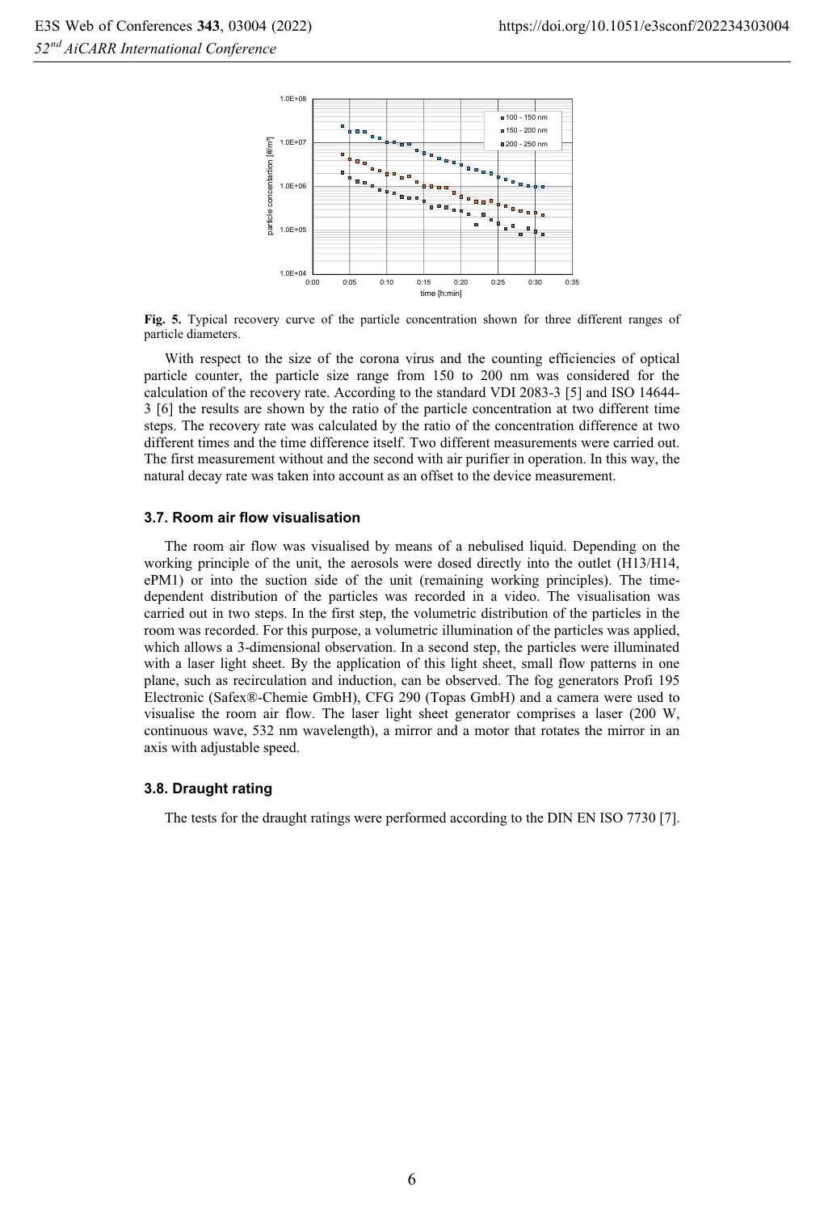**Fig. 5.** Typical recovery curve of the particle concentration shown for three different ranges of particle diameters.

With respect to the size of the corona virus and the counting efficiencies of optical particle counter, the particle size range from 150 to 200 nm was considered for the calculation of the recovery rate. According to the standard VDI 2083-3 [5] and ISO 14644-3 [6] the results are shown by the ratio of the particle concentration at two different time steps. The recovery rate was calculated by the ratio of the concentration difference at two different times and the time difference itself. Two different measurements were carried out. The first measurement without and the second with air purifier in operation. In this way, the natural decay rate was taken into account as an offset to the device measurement.

### 3.7. Room air flow visualisation

The room air flow was visualised by means of a nebulised liquid. Depending on the working principle of the unit, the aerosols were dosed directly into the outlet (H13/H14, ePM1) or into the suction side of the unit (remaining working principles). The time-dependent distribution of the particles was recorded in a video. The visualisation was carried out in two steps. In the first step, the volumetric distribution of the particles in the room was recorded. For this purpose, a volumetric illumination of the particles was applied, which allows a 3-dimensional observation. In a second step, the particles were illuminated with a laser light sheet. By the application of this light sheet, small flow patterns in one plane, such as recirculation and induction, can be observed. The fog generators Profi 195 Electronic (Safex®-Chemie GmbH), CFG 290 (Topas GmbH) and a camera were used to visualise the room air flow. The laser light sheet generator comprises a laser (200 W, continuous wave, 532 nm wavelength), a mirror and a motor that rotates the mirror in an axis with adjustable speed.

### 3.8. Draught rating

The tests for the draught ratings were performed according to the DIN EN ISO 7730 [7].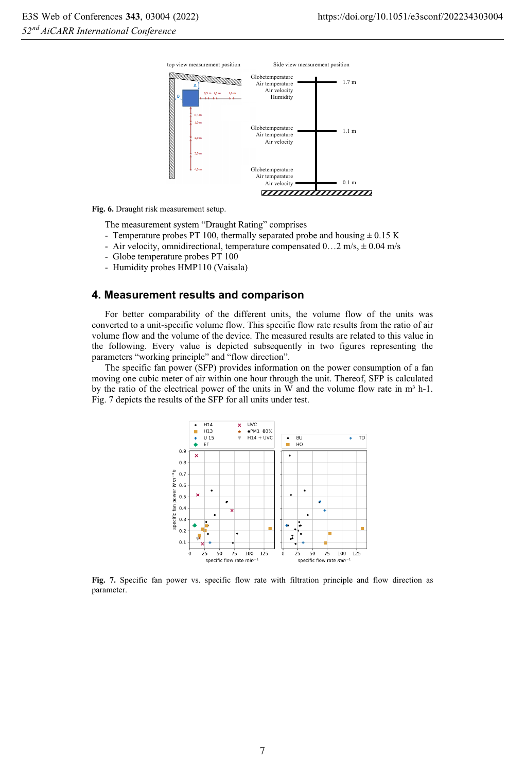Fig. 6. Draught risk measurement setup.

The measurement system "Draught Rating" comprises

- Temperature probes PT 100, thermally separated probe and housing ± 0.15 K
- Air velocity, omnidirectional, temperature compensated 0…2 m/s, ± 0.04 m/s
- Globe temperature probes PT 100
- Humidity probes HMP110 (Vaisala)

## 4. Measurement results and comparison

For better comparability of the different units, the volume flow of the units was converted to a unit-specific volume flow. This specific flow rate results from the ratio of air volume flow and the volume of the device. The measured results are related to this value in the following. Every value is depicted subsequently in two figures representing the parameters "working principle" and "flow direction".

The specific fan power (SFP) provides information on the power consumption of a fan moving one cubic meter of air within one hour through the unit. Thereof, SFP is calculated by the ratio of the electrical power of the units in W and the volume flow rate in m³ h-1. Fig. 7 depicts the results of the SFP for all units under test.

Fig. 7. Specific fan power vs. specific flow rate with filtration principle and flow direction as parameter.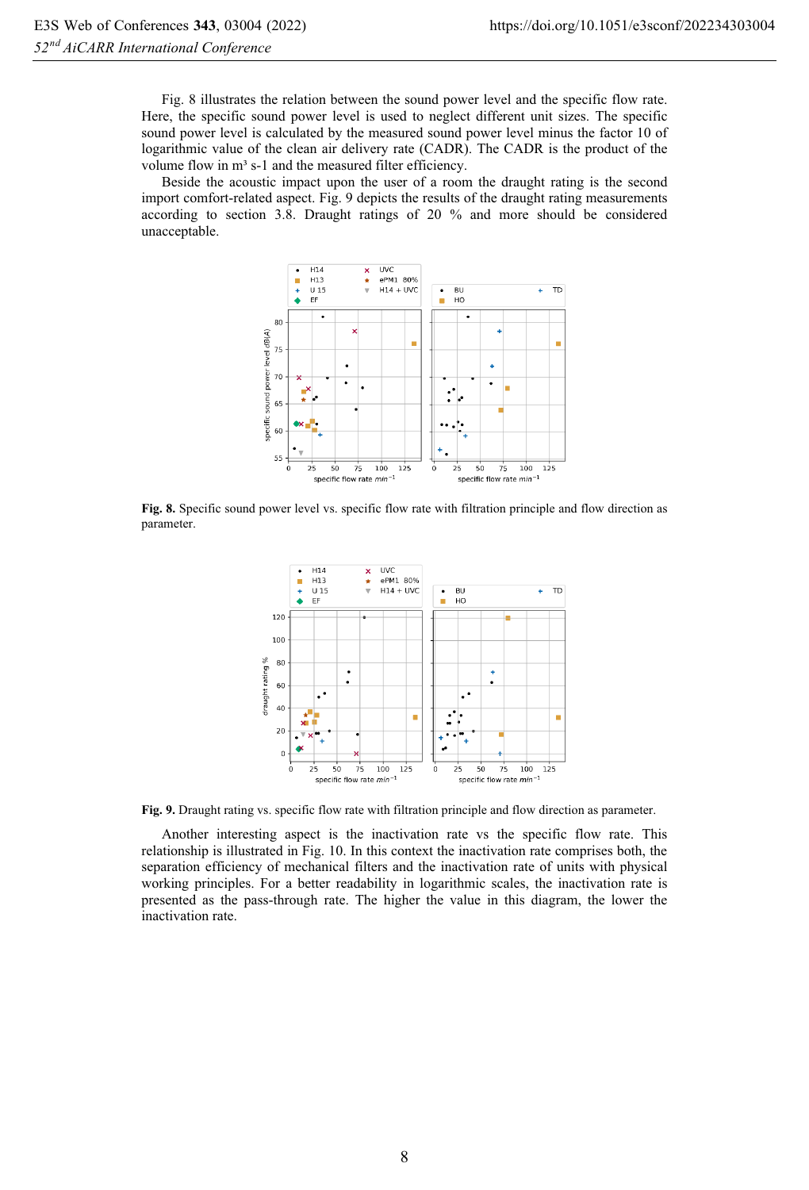Fig. 8 illustrates the relation between the sound power level and the specific flow rate. Here, the specific sound power level is used to neglect different unit sizes. The specific sound power level is calculated by the measured sound power level minus the factor 10 of logarithmic value of the clean air delivery rate (CADR). The CADR is the product of the volume flow in m³ s-1 and the measured filter efficiency.

Beside the acoustic impact upon the user of a room the draught rating is the second import comfort-related aspect. Fig. 9 depicts the results of the draught rating measurements according to section 3.8. Draught ratings of 20 % and more should be considered unacceptable.

**Fig. 8.** Specific sound power level vs. specific flow rate with filtration principle and flow direction as parameter.

**Fig. 9.** Draught rating vs. specific flow rate with filtration principle and flow direction as parameter.

Another interesting aspect is the inactivation rate vs the specific flow rate. This relationship is illustrated in Fig. 10. In this context the inactivation rate comprises both, the separation efficiency of mechanical filters and the inactivation rate of units with physical working principles. For a better readability in logarithmic scales, the inactivation rate is presented as the pass-through rate. The higher the value in this diagram, the lower the inactivation rate.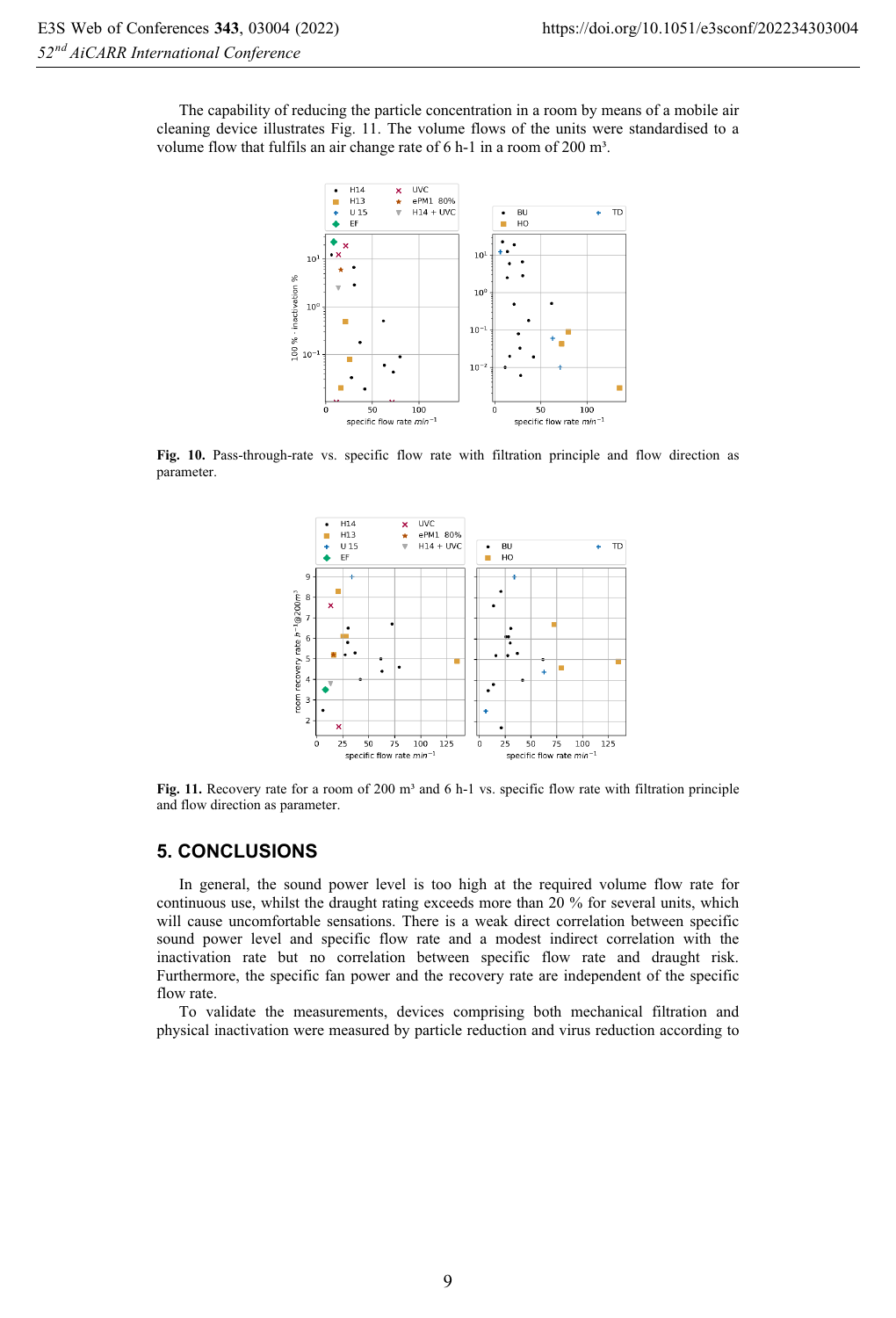The capability of reducing the particle concentration in a room by means of a mobile air cleaning device illustrates Fig. 11. The volume flows of the units were standardised to a volume flow that fulfils an air change rate of 6 h-1 in a room of 200 m³.

**Fig. 10.** Pass-through-rate vs. specific flow rate with filtration principle and flow direction as parameter.

**Fig. 11.** Recovery rate for a room of 200 m³ and 6 h-1 vs. specific flow rate with filtration principle and flow direction as parameter.

## 5. CONCLUSIONS

In general, the sound power level is too high at the required volume flow rate for continuous use, whilst the draught rating exceeds more than 20 % for several units, which will cause uncomfortable sensations. There is a weak direct correlation between specific sound power level and specific flow rate and a modest indirect correlation with the inactivation rate but no correlation between specific flow rate and draught risk. Furthermore, the specific fan power and the recovery rate are independent of the specific flow rate.

To validate the measurements, devices comprising both mechanical filtration and physical inactivation were measured by particle reduction and virus reduction according to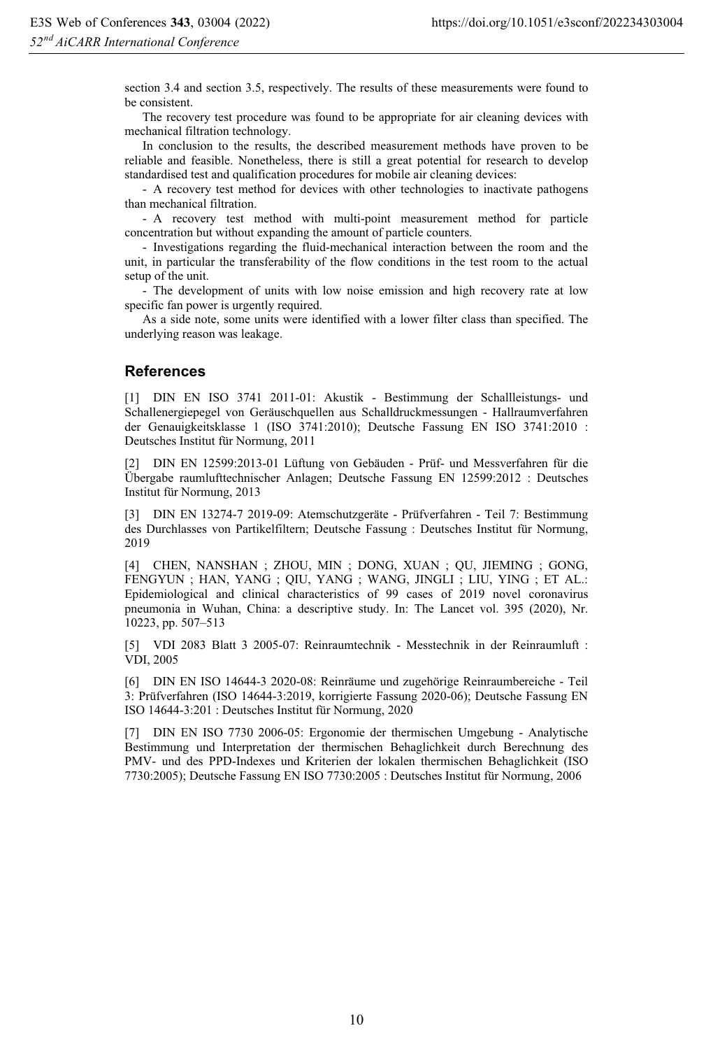section 3.4 and section 3.5, respectively. The results of these measurements were found to be consistent.

The recovery test procedure was found to be appropriate for air cleaning devices with mechanical filtration technology.

In conclusion to the results, the described measurement methods have proven to be reliable and feasible. Nonetheless, there is still a great potential for research to develop standardised test and qualification procedures for mobile air cleaning devices:

- A recovery test method for devices with other technologies to inactivate pathogens than mechanical filtration.
- A recovery test method with multi-point measurement method for particle concentration but without expanding the amount of particle counters.
- Investigations regarding the fluid-mechanical interaction between the room and the unit, in particular the transferability of the flow conditions in the test room to the actual setup of the unit.
- The development of units with low noise emission and high recovery rate at low specific fan power is urgently required.

As a side note, some units were identified with a lower filter class than specified. The underlying reason was leakage.

## References

[1] DIN EN ISO 3741 2011-01: Akustik - Bestimmung der Schallleistungs- und Schallenergiepegel von Geräuschquellen aus Schalldruckmessungen - Hallraumverfahren der Genauigkeitsklasse 1 (ISO 3741:2010); Deutsche Fassung EN ISO 3741:2010 : Deutsches Institut für Normung, 2011

[2] DIN EN 12599:2013-01 Lüftung von Gebäuden - Prüf- und Messverfahren für die Übergabe raumlufttechnischer Anlagen; Deutsche Fassung EN 12599:2012 : Deutsches Institut für Normung, 2013

[3] DIN EN 13274-7 2019-09: Atemschutzgeräte - Prüfverfahren - Teil 7: Bestimmung des Durchlasses von Partikelfiltern; Deutsche Fassung : Deutsches Institut für Normung, 2019

[4] CHEN, NANSHAN ; ZHOU, MIN ; DONG, XUAN ; QU, JIEMING ; GONG, FENGYUN ; HAN, YANG ; QIU, YANG ; WANG, JINGLI ; LIU, YING ; ET AL.: Epidemiological and clinical characteristics of 99 cases of 2019 novel coronavirus pneumonia in Wuhan, China: a descriptive study. In: The Lancet vol. 395 (2020), Nr. 10223, pp. 507–513

[5] VDI 2083 Blatt 3 2005-07: Reinraumtechnik - Messtechnik in der Reinraumluft : VDI, 2005

[6] DIN EN ISO 14644-3 2020-08: Reinräume und zugehörige Reinraumbereiche - Teil 3: Prüfverfahren (ISO 14644-3:2019, korrigierte Fassung 2020-06); Deutsche Fassung EN ISO 14644-3:201 : Deutsches Institut für Normung, 2020

[7] DIN EN ISO 7730 2006-05: Ergonomie der thermischen Umgebung - Analytische Bestimmung und Interpretation der thermischen Behaglichkeit durch Berechnung des PMV- und des PPD-Indexes und Kriterien der lokalen thermischen Behaglichkeit (ISO 7730:2005); Deutsche Fassung EN ISO 7730:2005 : Deutsches Institut für Normung, 2006